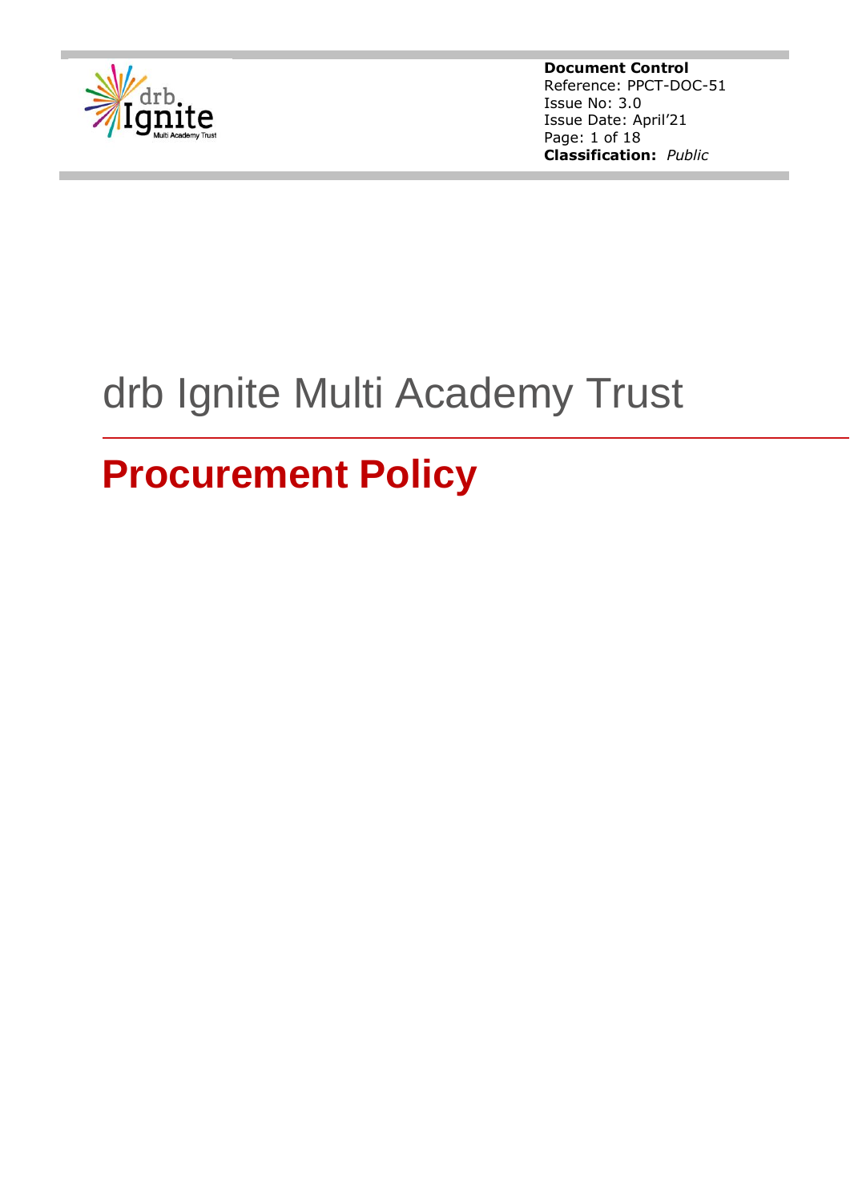**Document Control**
Reference: PPCT-DOC-51
Issue No: 3.0
Issue Date: April'21
**Classification:** *Public*

# drb Ignite Multi Academy Trust

## Procurement Policy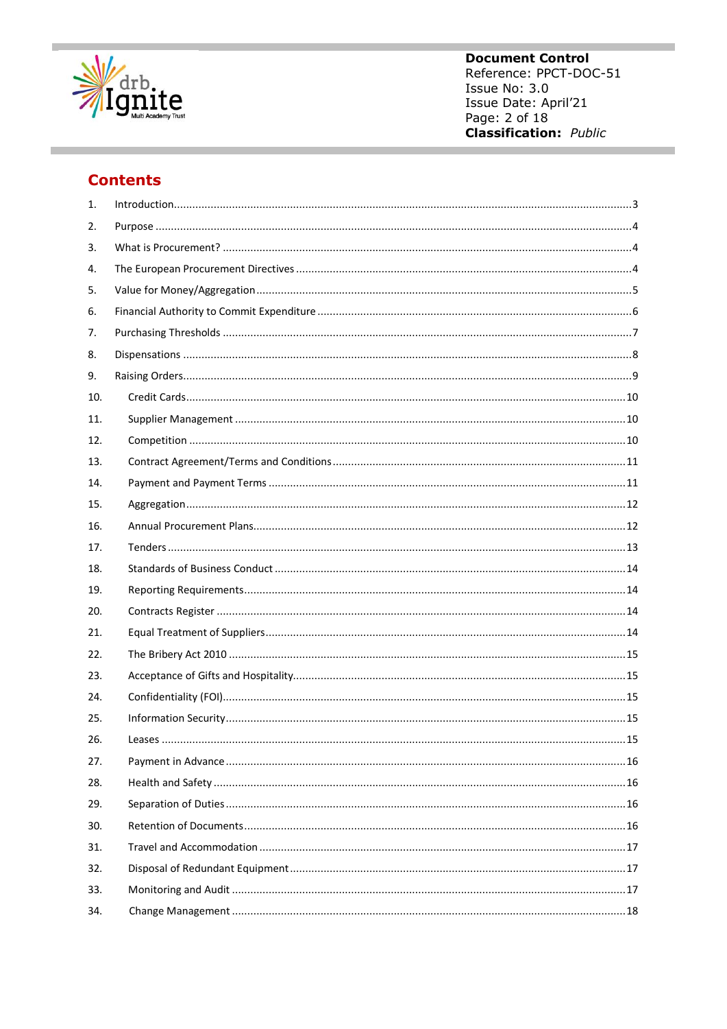## Contents

| | | |
|---|---|---|
| 1. | Introduction | 3 |
| 2. | Purpose | 4 |
| 3. | What is Procurement? | 4 |
| 4. | The European Procurement Directives | 4 |
| 5. | Value for Money/Aggregation | 5 |
| 6. | Financial Authority to Commit Expenditure | 6 |
| 7. | Purchasing Thresholds | 7 |
| 8. | Dispensations | 8 |
| 9. | Raising Orders | 9 |
| 10. | Credit Cards | 10 |
| 11. | Supplier Management | 10 |
| 12. | Competition | 10 |
| 13. | Contract Agreement/Terms and Conditions | 11 |
| 14. | Payment and Payment Terms | 11 |
| 15. | Aggregation | 12 |
| 16. | Annual Procurement Plans | 12 |
| 17. | Tenders | 13 |
| 18. | Standards of Business Conduct | 14 |
| 19. | Reporting Requirements | 14 |
| 20. | Contracts Register | 14 |
| 21. | Equal Treatment of Suppliers | 14 |
| 22. | The Bribery Act 2010 | 15 |
| 23. | Acceptance of Gifts and Hospitality | 15 |
| 24. | Confidentiality (FOI) | 15 |
| 25. | Information Security | 15 |
| 26. | Leases | 15 |
| 27. | Payment in Advance | 16 |
| 28. | Health and Safety | 16 |
| 29. | Separation of Duties | 16 |
| 30. | Retention of Documents | 16 |
| 31. | Travel and Accommodation | 17 |
| 32. | Disposal of Redundant Equipment | 17 |
| 33. | Monitoring and Audit | 17 |
| 34. | Change Management | 18 |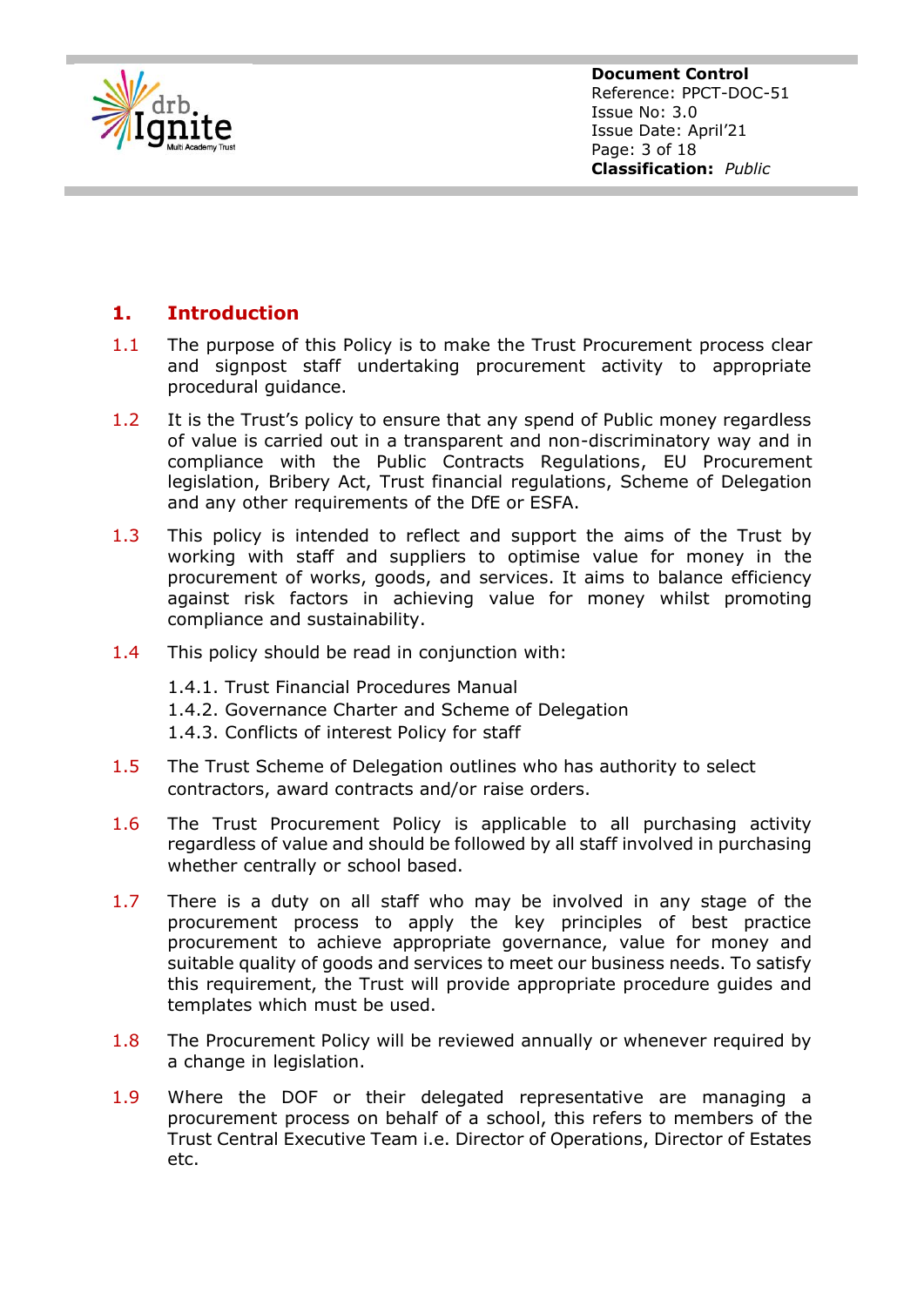# 1. Introduction

1.1 The purpose of this Policy is to make the Trust Procurement process clear and signpost staff undertaking procurement activity to appropriate procedural guidance.

1.2 It is the Trust's policy to ensure that any spend of Public money regardless of value is carried out in a transparent and non-discriminatory way and in compliance with the Public Contracts Regulations, EU Procurement legislation, Bribery Act, Trust financial regulations, Scheme of Delegation and any other requirements of the DfE or ESFA.

1.3 This policy is intended to reflect and support the aims of the Trust by working with staff and suppliers to optimise value for money in the procurement of works, goods, and services. It aims to balance efficiency against risk factors in achieving value for money whilst promoting compliance and sustainability.

1.4 This policy should be read in conjunction with:

1.4.1. Trust Financial Procedures Manual
1.4.2. Governance Charter and Scheme of Delegation
1.4.3. Conflicts of interest Policy for staff

1.5 The Trust Scheme of Delegation outlines who has authority to select contractors, award contracts and/or raise orders.

1.6 The Trust Procurement Policy is applicable to all purchasing activity regardless of value and should be followed by all staff involved in purchasing whether centrally or school based.

1.7 There is a duty on all staff who may be involved in any stage of the procurement process to apply the key principles of best practice procurement to achieve appropriate governance, value for money and suitable quality of goods and services to meet our business needs. To satisfy this requirement, the Trust will provide appropriate procedure guides and templates which must be used.

1.8 The Procurement Policy will be reviewed annually or whenever required by a change in legislation.

1.9 Where the DOF or their delegated representative are managing a procurement process on behalf of a school, this refers to members of the Trust Central Executive Team i.e. Director of Operations, Director of Estates etc.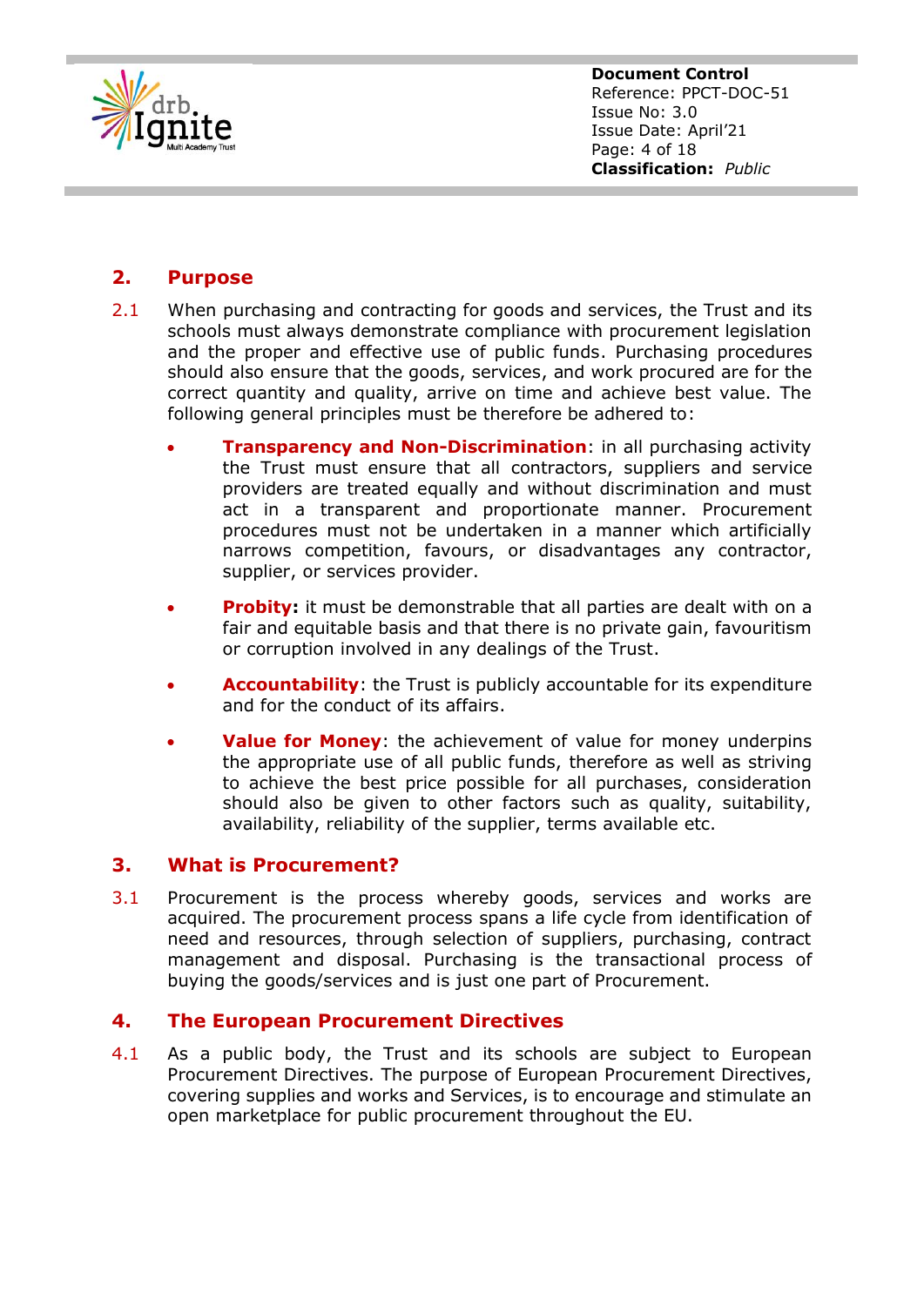## 2. Purpose

2.1 When purchasing and contracting for goods and services, the Trust and its schools must always demonstrate compliance with procurement legislation and the proper and effective use of public funds. Purchasing procedures should also ensure that the goods, services, and work procured are for the correct quantity and quality, arrive on time and achieve best value. The following general principles must be therefore be adhered to:

- **Transparency and Non-Discrimination**: in all purchasing activity the Trust must ensure that all contractors, suppliers and service providers are treated equally and without discrimination and must act in a transparent and proportionate manner. Procurement procedures must not be undertaken in a manner which artificially narrows competition, favours, or disadvantages any contractor, supplier, or services provider.

- **Probity:** it must be demonstrable that all parties are dealt with on a fair and equitable basis and that there is no private gain, favouritism or corruption involved in any dealings of the Trust.

- **Accountability**: the Trust is publicly accountable for its expenditure and for the conduct of its affairs.

- **Value for Money**: the achievement of value for money underpins the appropriate use of all public funds, therefore as well as striving to achieve the best price possible for all purchases, consideration should also be given to other factors such as quality, suitability, availability, reliability of the supplier, terms available etc.

## 3. What is Procurement?

3.1 Procurement is the process whereby goods, services and works are acquired. The procurement process spans a life cycle from identification of need and resources, through selection of suppliers, purchasing, contract management and disposal. Purchasing is the transactional process of buying the goods/services and is just one part of Procurement.

## 4. The European Procurement Directives

4.1 As a public body, the Trust and its schools are subject to European Procurement Directives. The purpose of European Procurement Directives, covering supplies and works and Services, is to encourage and stimulate an open marketplace for public procurement throughout the EU.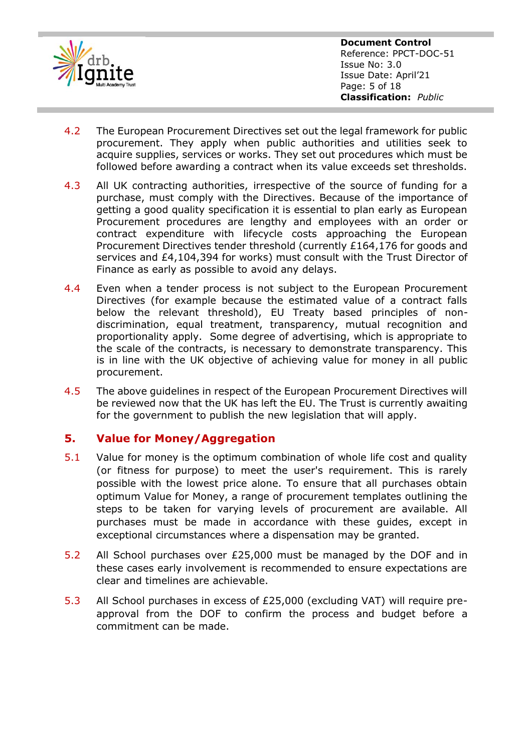4.2 The European Procurement Directives set out the legal framework for public procurement. They apply when public authorities and utilities seek to acquire supplies, services or works. They set out procedures which must be followed before awarding a contract when its value exceeds set thresholds.

4.3 All UK contracting authorities, irrespective of the source of funding for a purchase, must comply with the Directives. Because of the importance of getting a good quality specification it is essential to plan early as European Procurement procedures are lengthy and employees with an order or contract expenditure with lifecycle costs approaching the European Procurement Directives tender threshold (currently £164,176 for goods and services and £4,104,394 for works) must consult with the Trust Director of Finance as early as possible to avoid any delays.

4.4 Even when a tender process is not subject to the European Procurement Directives (for example because the estimated value of a contract falls below the relevant threshold), EU Treaty based principles of non-discrimination, equal treatment, transparency, mutual recognition and proportionality apply. Some degree of advertising, which is appropriate to the scale of the contracts, is necessary to demonstrate transparency. This is in line with the UK objective of achieving value for money in all public procurement.

4.5 The above guidelines in respect of the European Procurement Directives will be reviewed now that the UK has left the EU. The Trust is currently awaiting for the government to publish the new legislation that will apply.

## 5. Value for Money/Aggregation

5.1 Value for money is the optimum combination of whole life cost and quality (or fitness for purpose) to meet the user's requirement. This is rarely possible with the lowest price alone. To ensure that all purchases obtain optimum Value for Money, a range of procurement templates outlining the steps to be taken for varying levels of procurement are available. All purchases must be made in accordance with these guides, except in exceptional circumstances where a dispensation may be granted.

5.2 All School purchases over £25,000 must be managed by the DOF and in these cases early involvement is recommended to ensure expectations are clear and timelines are achievable.

5.3 All School purchases in excess of £25,000 (excluding VAT) will require pre-approval from the DOF to confirm the process and budget before a commitment can be made.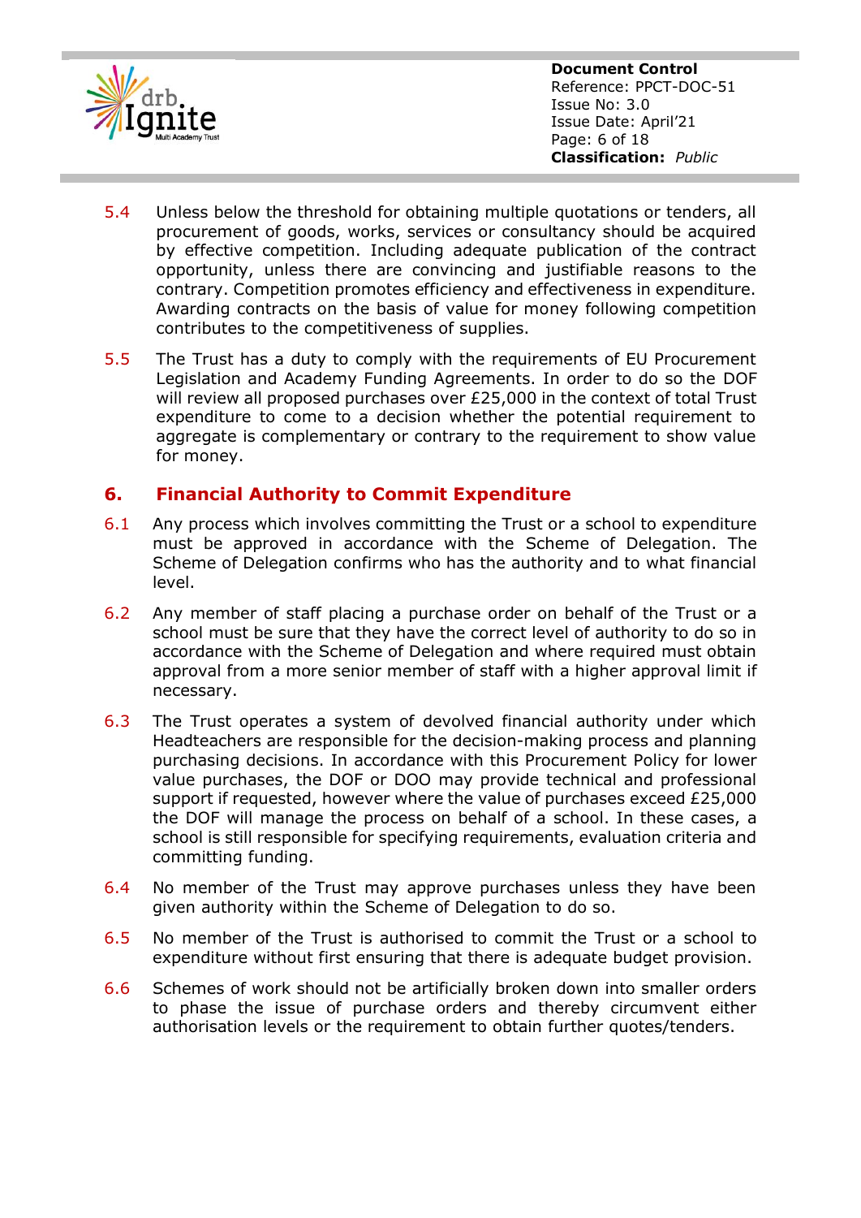5.4 Unless below the threshold for obtaining multiple quotations or tenders, all procurement of goods, works, services or consultancy should be acquired by effective competition. Including adequate publication of the contract opportunity, unless there are convincing and justifiable reasons to the contrary. Competition promotes efficiency and effectiveness in expenditure. Awarding contracts on the basis of value for money following competition contributes to the competitiveness of supplies.

5.5 The Trust has a duty to comply with the requirements of EU Procurement Legislation and Academy Funding Agreements. In order to do so the DOF will review all proposed purchases over £25,000 in the context of total Trust expenditure to come to a decision whether the potential requirement to aggregate is complementary or contrary to the requirement to show value for money.

## 6. Financial Authority to Commit Expenditure

6.1 Any process which involves committing the Trust or a school to expenditure must be approved in accordance with the Scheme of Delegation. The Scheme of Delegation confirms who has the authority and to what financial level.

6.2 Any member of staff placing a purchase order on behalf of the Trust or a school must be sure that they have the correct level of authority to do so in accordance with the Scheme of Delegation and where required must obtain approval from a more senior member of staff with a higher approval limit if necessary.

6.3 The Trust operates a system of devolved financial authority under which Headteachers are responsible for the decision-making process and planning purchasing decisions. In accordance with this Procurement Policy for lower value purchases, the DOF or DOO may provide technical and professional support if requested, however where the value of purchases exceed £25,000 the DOF will manage the process on behalf of a school. In these cases, a school is still responsible for specifying requirements, evaluation criteria and committing funding.

6.4 No member of the Trust may approve purchases unless they have been given authority within the Scheme of Delegation to do so.

6.5 No member of the Trust is authorised to commit the Trust or a school to expenditure without first ensuring that there is adequate budget provision.

6.6 Schemes of work should not be artificially broken down into smaller orders to phase the issue of purchase orders and thereby circumvent either authorisation levels or the requirement to obtain further quotes/tenders.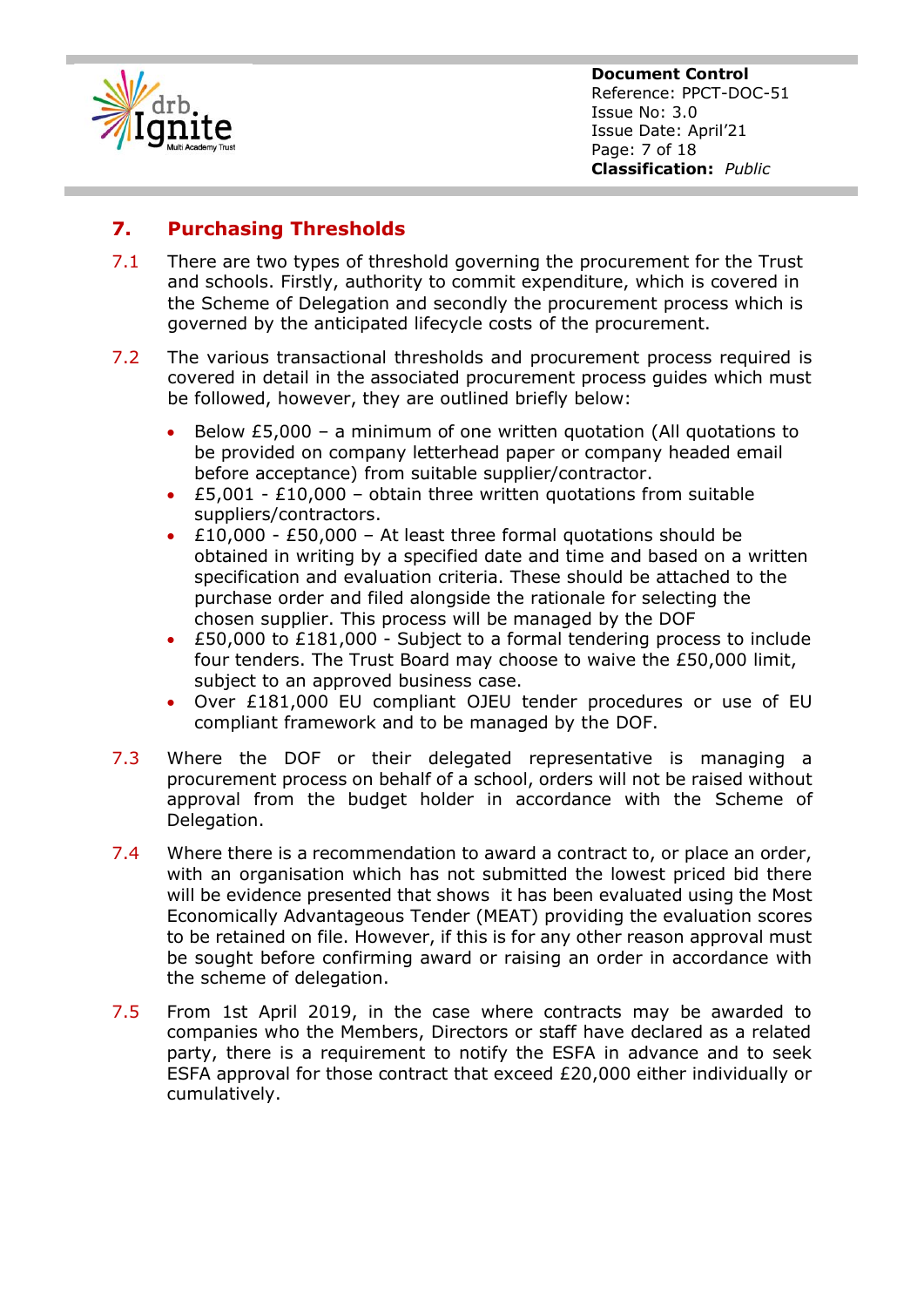## 7. Purchasing Thresholds

7.1 There are two types of threshold governing the procurement for the Trust and schools. Firstly, authority to commit expenditure, which is covered in the Scheme of Delegation and secondly the procurement process which is governed by the anticipated lifecycle costs of the procurement.

7.2 The various transactional thresholds and procurement process required is covered in detail in the associated procurement process guides which must be followed, however, they are outlined briefly below:

- Below £5,000 – a minimum of one written quotation (All quotations to be provided on company letterhead paper or company headed email before acceptance) from suitable supplier/contractor.
- £5,001 - £10,000 – obtain three written quotations from suitable suppliers/contractors.
- £10,000 - £50,000 – At least three formal quotations should be obtained in writing by a specified date and time and based on a written specification and evaluation criteria. These should be attached to the purchase order and filed alongside the rationale for selecting the chosen supplier. This process will be managed by the DOF
- £50,000 to £181,000 - Subject to a formal tendering process to include four tenders. The Trust Board may choose to waive the £50,000 limit, subject to an approved business case.
- Over £181,000 EU compliant OJEU tender procedures or use of EU compliant framework and to be managed by the DOF.

7.3 Where the DOF or their delegated representative is managing a procurement process on behalf of a school, orders will not be raised without approval from the budget holder in accordance with the Scheme of Delegation.

7.4 Where there is a recommendation to award a contract to, or place an order, with an organisation which has not submitted the lowest priced bid there will be evidence presented that shows it has been evaluated using the Most Economically Advantageous Tender (MEAT) providing the evaluation scores to be retained on file. However, if this is for any other reason approval must be sought before confirming award or raising an order in accordance with the scheme of delegation.

7.5 From 1st April 2019, in the case where contracts may be awarded to companies who the Members, Directors or staff have declared as a related party, there is a requirement to notify the ESFA in advance and to seek ESFA approval for those contract that exceed £20,000 either individually or cumulatively.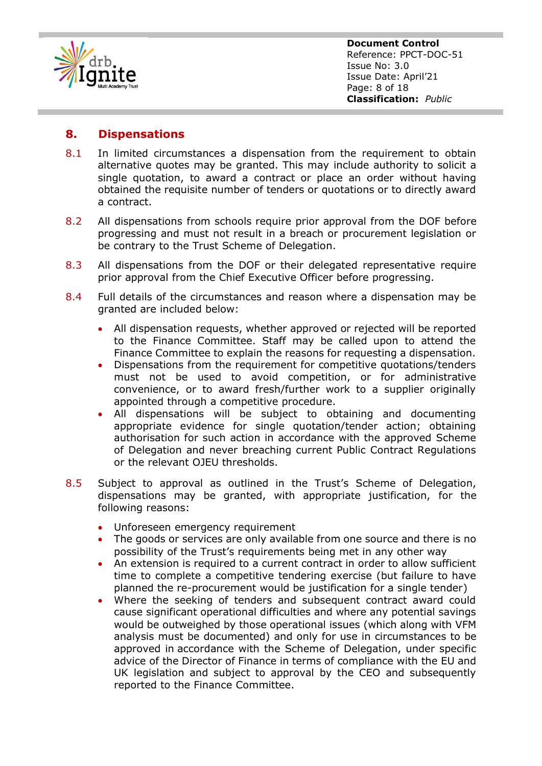## 8. Dispensations

8.1 In limited circumstances a dispensation from the requirement to obtain alternative quotes may be granted. This may include authority to solicit a single quotation, to award a contract or place an order without having obtained the requisite number of tenders or quotations or to directly award a contract.

8.2 All dispensations from schools require prior approval from the DOF before progressing and must not result in a breach or procurement legislation or be contrary to the Trust Scheme of Delegation.

8.3 All dispensations from the DOF or their delegated representative require prior approval from the Chief Executive Officer before progressing.

8.4 Full details of the circumstances and reason where a dispensation may be granted are included below:

- All dispensation requests, whether approved or rejected will be reported to the Finance Committee. Staff may be called upon to attend the Finance Committee to explain the reasons for requesting a dispensation.
- Dispensations from the requirement for competitive quotations/tenders must not be used to avoid competition, or for administrative convenience, or to award fresh/further work to a supplier originally appointed through a competitive procedure.
- All dispensations will be subject to obtaining and documenting appropriate evidence for single quotation/tender action; obtaining authorisation for such action in accordance with the approved Scheme of Delegation and never breaching current Public Contract Regulations or the relevant OJEU thresholds.

8.5 Subject to approval as outlined in the Trust's Scheme of Delegation, dispensations may be granted, with appropriate justification, for the following reasons:

- Unforeseen emergency requirement
- The goods or services are only available from one source and there is no possibility of the Trust's requirements being met in any other way
- An extension is required to a current contract in order to allow sufficient time to complete a competitive tendering exercise (but failure to have planned the re-procurement would be justification for a single tender)
- Where the seeking of tenders and subsequent contract award could cause significant operational difficulties and where any potential savings would be outweighed by those operational issues (which along with VFM analysis must be documented) and only for use in circumstances to be approved in accordance with the Scheme of Delegation, under specific advice of the Director of Finance in terms of compliance with the EU and UK legislation and subject to approval by the CEO and subsequently reported to the Finance Committee.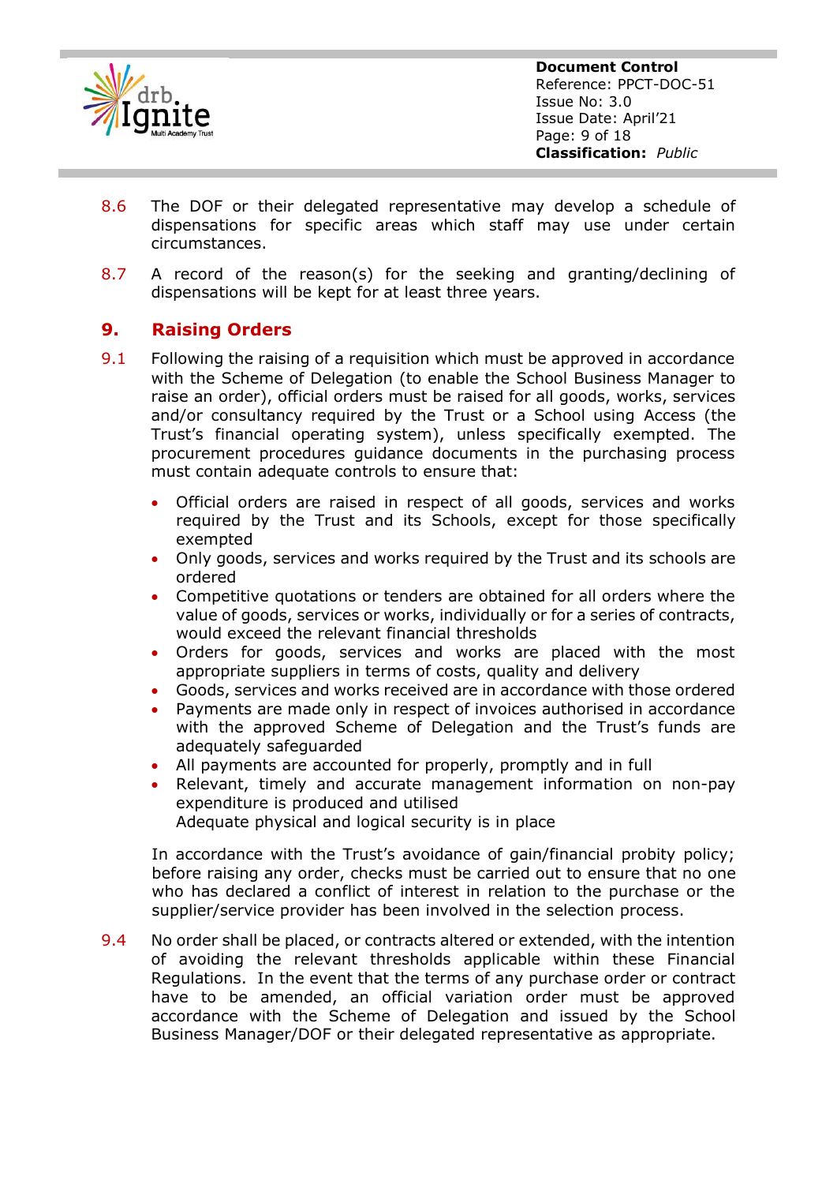8.6 The DOF or their delegated representative may develop a schedule of dispensations for specific areas which staff may use under certain circumstances.

8.7 A record of the reason(s) for the seeking and granting/declining of dispensations will be kept for at least three years.

## 9. Raising Orders

9.1 Following the raising of a requisition which must be approved in accordance with the Scheme of Delegation (to enable the School Business Manager to raise an order), official orders must be raised for all goods, works, services and/or consultancy required by the Trust or a School using Access (the Trust's financial operating system), unless specifically exempted. The procurement procedures guidance documents in the purchasing process must contain adequate controls to ensure that:

- Official orders are raised in respect of all goods, services and works required by the Trust and its Schools, except for those specifically exempted
- Only goods, services and works required by the Trust and its schools are ordered
- Competitive quotations or tenders are obtained for all orders where the value of goods, services or works, individually or for a series of contracts, would exceed the relevant financial thresholds
- Orders for goods, services and works are placed with the most appropriate suppliers in terms of costs, quality and delivery
- Goods, services and works received are in accordance with those ordered
- Payments are made only in respect of invoices authorised in accordance with the approved Scheme of Delegation and the Trust's funds are adequately safeguarded
- All payments are accounted for properly, promptly and in full
- Relevant, timely and accurate management information on non-pay expenditure is produced and utilised
  Adequate physical and logical security is in place

In accordance with the Trust's avoidance of gain/financial probity policy; before raising any order, checks must be carried out to ensure that no one who has declared a conflict of interest in relation to the purchase or the supplier/service provider has been involved in the selection process.

9.4 No order shall be placed, or contracts altered or extended, with the intention of avoiding the relevant thresholds applicable within these Financial Regulations. In the event that the terms of any purchase order or contract have to be amended, an official variation order must be approved accordance with the Scheme of Delegation and issued by the School Business Manager/DOF or their delegated representative as appropriate.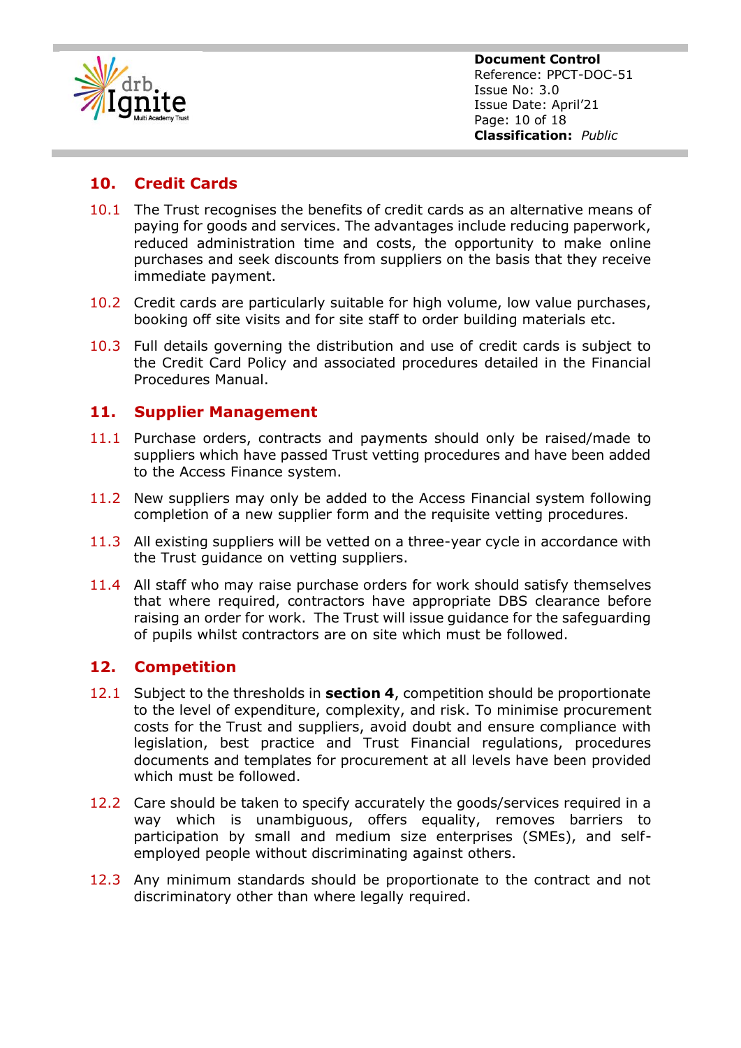## 10. Credit Cards

10.1 The Trust recognises the benefits of credit cards as an alternative means of paying for goods and services. The advantages include reducing paperwork, reduced administration time and costs, the opportunity to make online purchases and seek discounts from suppliers on the basis that they receive immediate payment.

10.2 Credit cards are particularly suitable for high volume, low value purchases, booking off site visits and for site staff to order building materials etc.

10.3 Full details governing the distribution and use of credit cards is subject to the Credit Card Policy and associated procedures detailed in the Financial Procedures Manual.

## 11. Supplier Management

11.1 Purchase orders, contracts and payments should only be raised/made to suppliers which have passed Trust vetting procedures and have been added to the Access Finance system.

11.2 New suppliers may only be added to the Access Financial system following completion of a new supplier form and the requisite vetting procedures.

11.3 All existing suppliers will be vetted on a three-year cycle in accordance with the Trust guidance on vetting suppliers.

11.4 All staff who may raise purchase orders for work should satisfy themselves that where required, contractors have appropriate DBS clearance before raising an order for work. The Trust will issue guidance for the safeguarding of pupils whilst contractors are on site which must be followed.

## 12. Competition

12.1 Subject to the thresholds in **section 4**, competition should be proportionate to the level of expenditure, complexity, and risk. To minimise procurement costs for the Trust and suppliers, avoid doubt and ensure compliance with legislation, best practice and Trust Financial regulations, procedures documents and templates for procurement at all levels have been provided which must be followed.

12.2 Care should be taken to specify accurately the goods/services required in a way which is unambiguous, offers equality, removes barriers to participation by small and medium size enterprises (SMEs), and self-employed people without discriminating against others.

12.3 Any minimum standards should be proportionate to the contract and not discriminatory other than where legally required.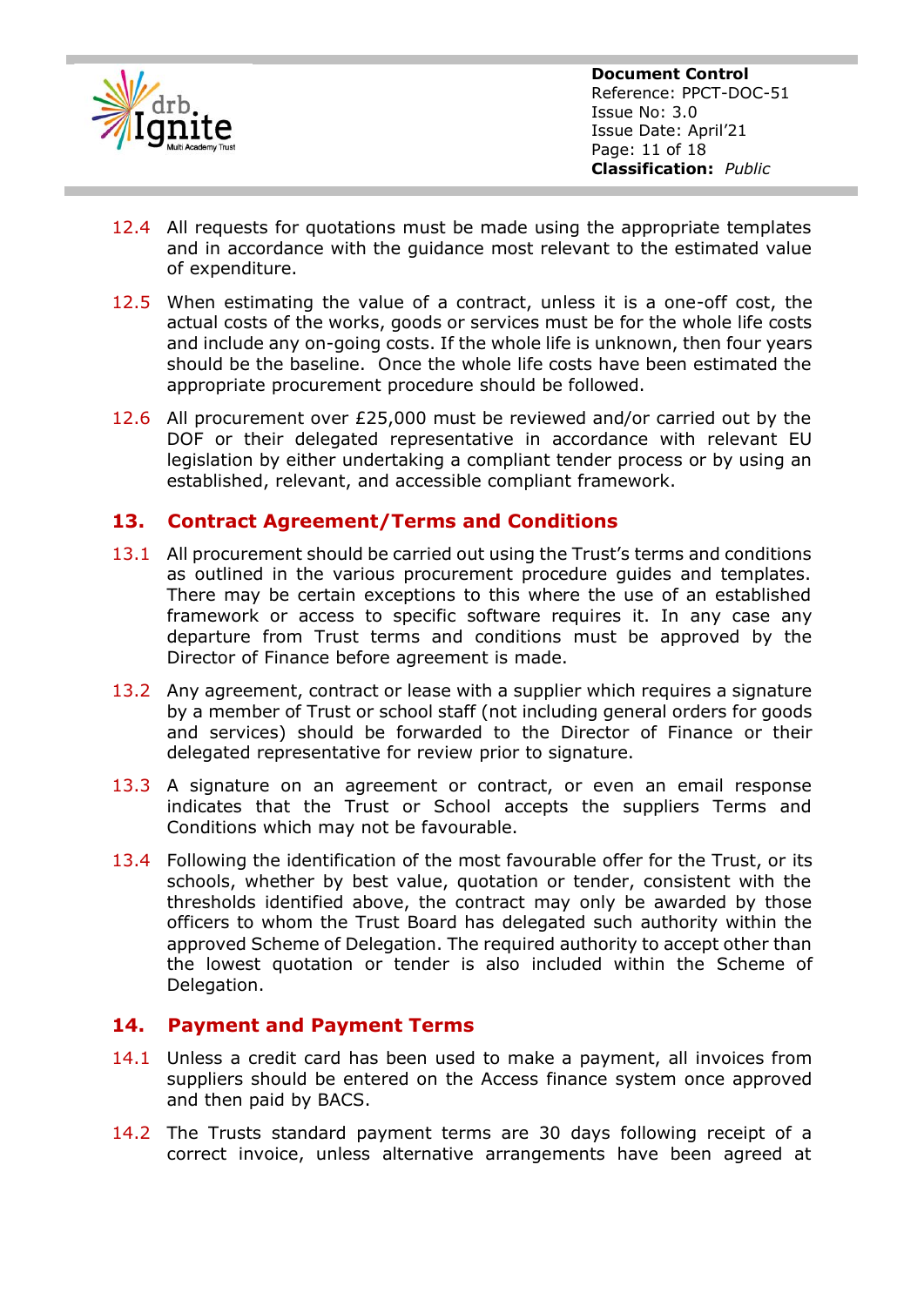12.4 All requests for quotations must be made using the appropriate templates and in accordance with the guidance most relevant to the estimated value of expenditure.

12.5 When estimating the value of a contract, unless it is a one-off cost, the actual costs of the works, goods or services must be for the whole life costs and include any on-going costs. If the whole life is unknown, then four years should be the baseline. Once the whole life costs have been estimated the appropriate procurement procedure should be followed.

12.6 All procurement over £25,000 must be reviewed and/or carried out by the DOF or their delegated representative in accordance with relevant EU legislation by either undertaking a compliant tender process or by using an established, relevant, and accessible compliant framework.

## 13. Contract Agreement/Terms and Conditions

13.1 All procurement should be carried out using the Trust's terms and conditions as outlined in the various procurement procedure guides and templates. There may be certain exceptions to this where the use of an established framework or access to specific software requires it. In any case any departure from Trust terms and conditions must be approved by the Director of Finance before agreement is made.

13.2 Any agreement, contract or lease with a supplier which requires a signature by a member of Trust or school staff (not including general orders for goods and services) should be forwarded to the Director of Finance or their delegated representative for review prior to signature.

13.3 A signature on an agreement or contract, or even an email response indicates that the Trust or School accepts the suppliers Terms and Conditions which may not be favourable.

13.4 Following the identification of the most favourable offer for the Trust, or its schools, whether by best value, quotation or tender, consistent with the thresholds identified above, the contract may only be awarded by those officers to whom the Trust Board has delegated such authority within the approved Scheme of Delegation. The required authority to accept other than the lowest quotation or tender is also included within the Scheme of Delegation.

## 14. Payment and Payment Terms

14.1 Unless a credit card has been used to make a payment, all invoices from suppliers should be entered on the Access finance system once approved and then paid by BACS.

14.2 The Trusts standard payment terms are 30 days following receipt of a correct invoice, unless alternative arrangements have been agreed at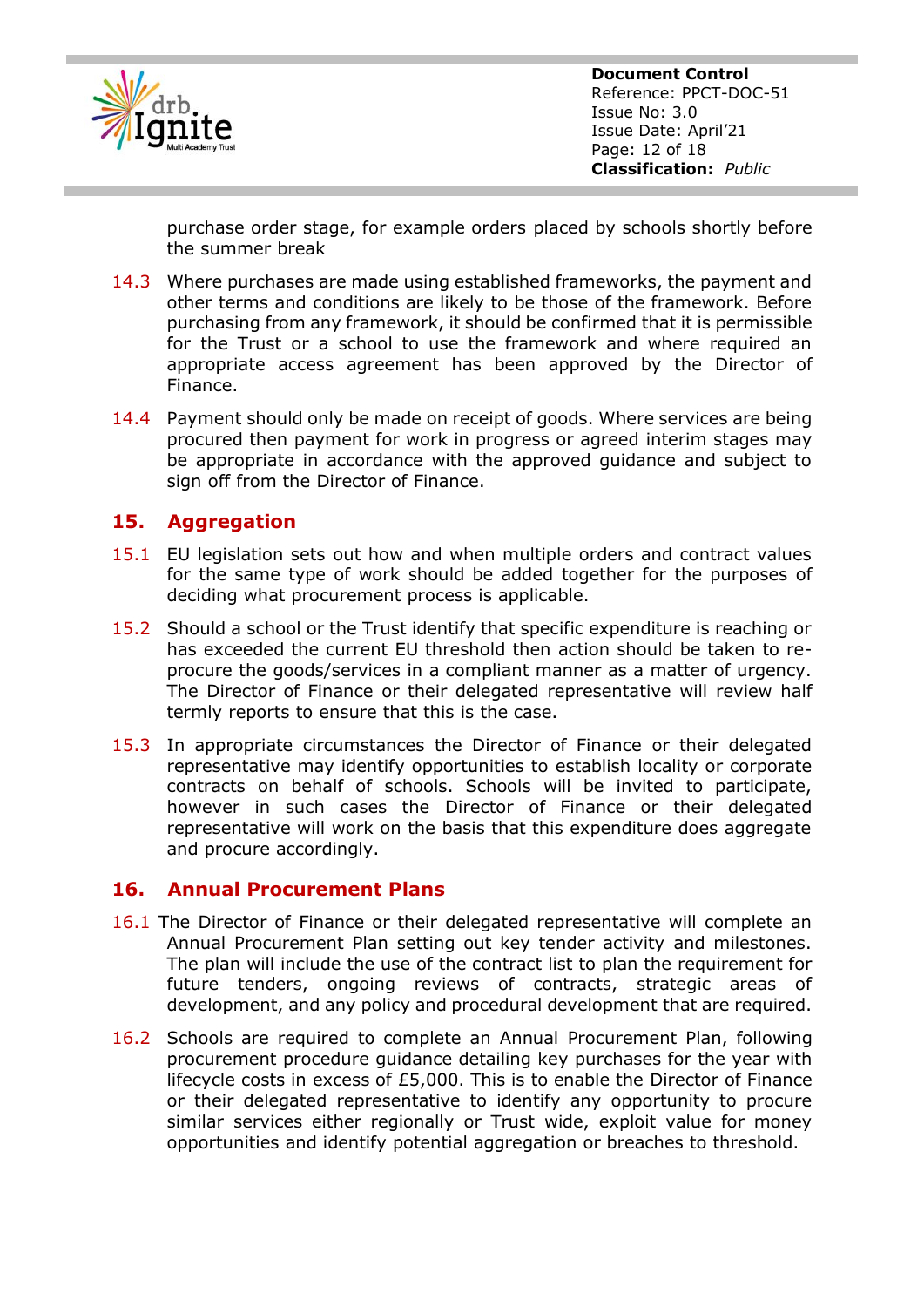purchase order stage, for example orders placed by schools shortly before the summer break

14.3 Where purchases are made using established frameworks, the payment and other terms and conditions are likely to be those of the framework. Before purchasing from any framework, it should be confirmed that it is permissible for the Trust or a school to use the framework and where required an appropriate access agreement has been approved by the Director of Finance.

14.4 Payment should only be made on receipt of goods. Where services are being procured then payment for work in progress or agreed interim stages may be appropriate in accordance with the approved guidance and subject to sign off from the Director of Finance.

## 15. Aggregation

15.1 EU legislation sets out how and when multiple orders and contract values for the same type of work should be added together for the purposes of deciding what procurement process is applicable.

15.2 Should a school or the Trust identify that specific expenditure is reaching or has exceeded the current EU threshold then action should be taken to re-procure the goods/services in a compliant manner as a matter of urgency. The Director of Finance or their delegated representative will review half termly reports to ensure that this is the case.

15.3 In appropriate circumstances the Director of Finance or their delegated representative may identify opportunities to establish locality or corporate contracts on behalf of schools. Schools will be invited to participate, however in such cases the Director of Finance or their delegated representative will work on the basis that this expenditure does aggregate and procure accordingly.

## 16. Annual Procurement Plans

16.1 The Director of Finance or their delegated representative will complete an Annual Procurement Plan setting out key tender activity and milestones. The plan will include the use of the contract list to plan the requirement for future tenders, ongoing reviews of contracts, strategic areas of development, and any policy and procedural development that are required.

16.2 Schools are required to complete an Annual Procurement Plan, following procurement procedure guidance detailing key purchases for the year with lifecycle costs in excess of £5,000. This is to enable the Director of Finance or their delegated representative to identify any opportunity to procure similar services either regionally or Trust wide, exploit value for money opportunities and identify potential aggregation or breaches to threshold.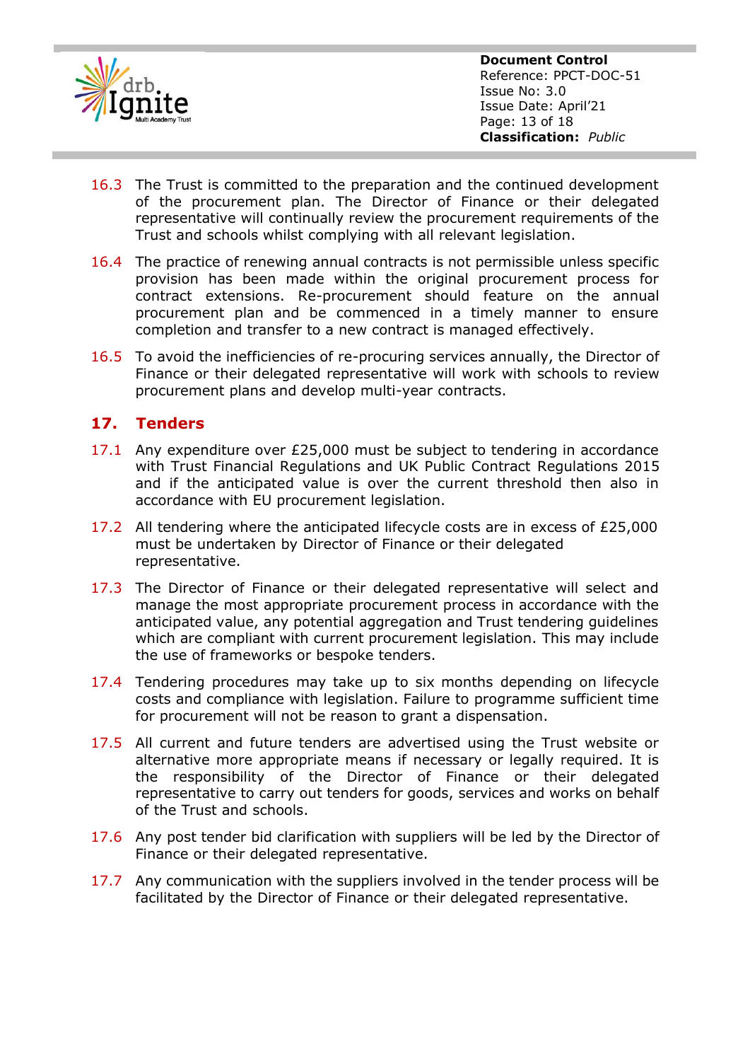16.3 The Trust is committed to the preparation and the continued development of the procurement plan. The Director of Finance or their delegated representative will continually review the procurement requirements of the Trust and schools whilst complying with all relevant legislation.

16.4 The practice of renewing annual contracts is not permissible unless specific provision has been made within the original procurement process for contract extensions. Re-procurement should feature on the annual procurement plan and be commenced in a timely manner to ensure completion and transfer to a new contract is managed effectively.

16.5 To avoid the inefficiencies of re-procuring services annually, the Director of Finance or their delegated representative will work with schools to review procurement plans and develop multi-year contracts.

## 17. Tenders

17.1 Any expenditure over £25,000 must be subject to tendering in accordance with Trust Financial Regulations and UK Public Contract Regulations 2015 and if the anticipated value is over the current threshold then also in accordance with EU procurement legislation.

17.2 All tendering where the anticipated lifecycle costs are in excess of £25,000 must be undertaken by Director of Finance or their delegated representative.

17.3 The Director of Finance or their delegated representative will select and manage the most appropriate procurement process in accordance with the anticipated value, any potential aggregation and Trust tendering guidelines which are compliant with current procurement legislation. This may include the use of frameworks or bespoke tenders.

17.4 Tendering procedures may take up to six months depending on lifecycle costs and compliance with legislation. Failure to programme sufficient time for procurement will not be reason to grant a dispensation.

17.5 All current and future tenders are advertised using the Trust website or alternative more appropriate means if necessary or legally required. It is the responsibility of the Director of Finance or their delegated representative to carry out tenders for goods, services and works on behalf of the Trust and schools.

17.6 Any post tender bid clarification with suppliers will be led by the Director of Finance or their delegated representative.

17.7 Any communication with the suppliers involved in the tender process will be facilitated by the Director of Finance or their delegated representative.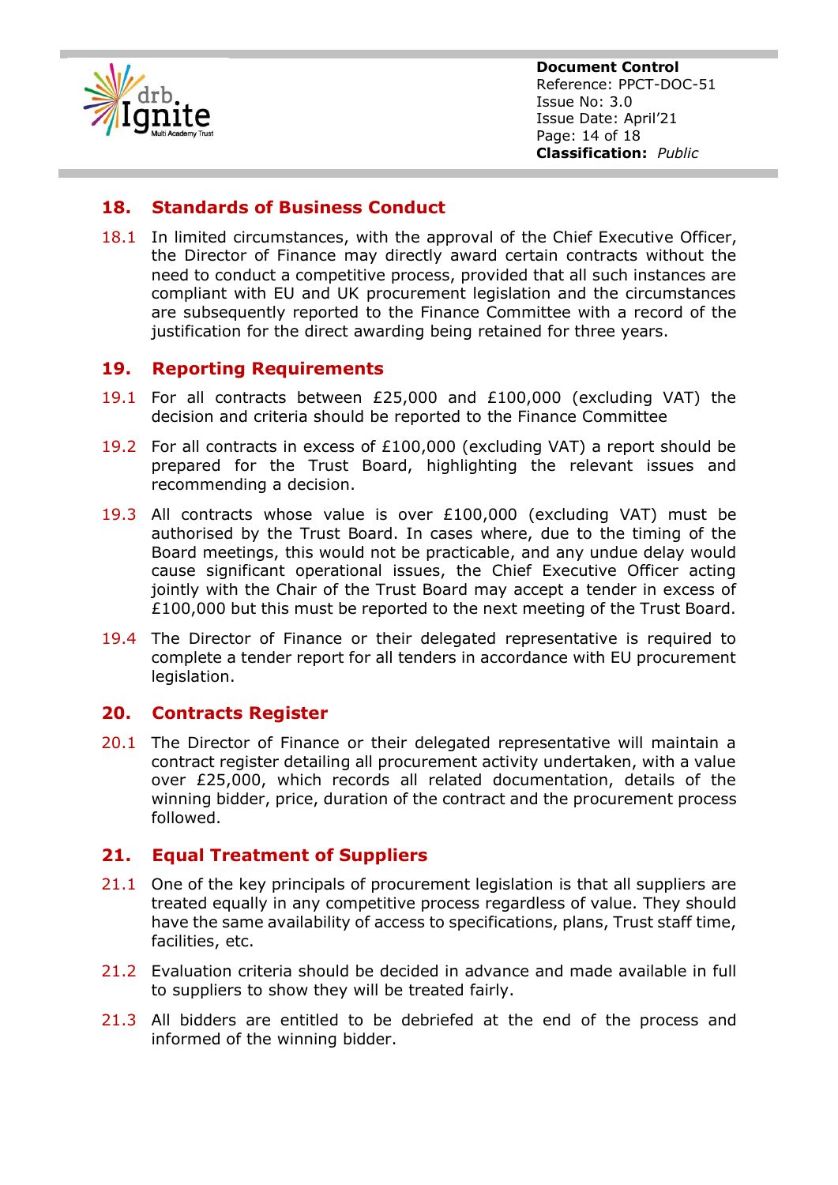## 18. Standards of Business Conduct

18.1 In limited circumstances, with the approval of the Chief Executive Officer, the Director of Finance may directly award certain contracts without the need to conduct a competitive process, provided that all such instances are compliant with EU and UK procurement legislation and the circumstances are subsequently reported to the Finance Committee with a record of the justification for the direct awarding being retained for three years.

## 19. Reporting Requirements

19.1 For all contracts between £25,000 and £100,000 (excluding VAT) the decision and criteria should be reported to the Finance Committee

19.2 For all contracts in excess of £100,000 (excluding VAT) a report should be prepared for the Trust Board, highlighting the relevant issues and recommending a decision.

19.3 All contracts whose value is over £100,000 (excluding VAT) must be authorised by the Trust Board. In cases where, due to the timing of the Board meetings, this would not be practicable, and any undue delay would cause significant operational issues, the Chief Executive Officer acting jointly with the Chair of the Trust Board may accept a tender in excess of £100,000 but this must be reported to the next meeting of the Trust Board.

19.4 The Director of Finance or their delegated representative is required to complete a tender report for all tenders in accordance with EU procurement legislation.

## 20. Contracts Register

20.1 The Director of Finance or their delegated representative will maintain a contract register detailing all procurement activity undertaken, with a value over £25,000, which records all related documentation, details of the winning bidder, price, duration of the contract and the procurement process followed.

## 21. Equal Treatment of Suppliers

21.1 One of the key principals of procurement legislation is that all suppliers are treated equally in any competitive process regardless of value. They should have the same availability of access to specifications, plans, Trust staff time, facilities, etc.

21.2 Evaluation criteria should be decided in advance and made available in full to suppliers to show they will be treated fairly.

21.3 All bidders are entitled to be debriefed at the end of the process and informed of the winning bidder.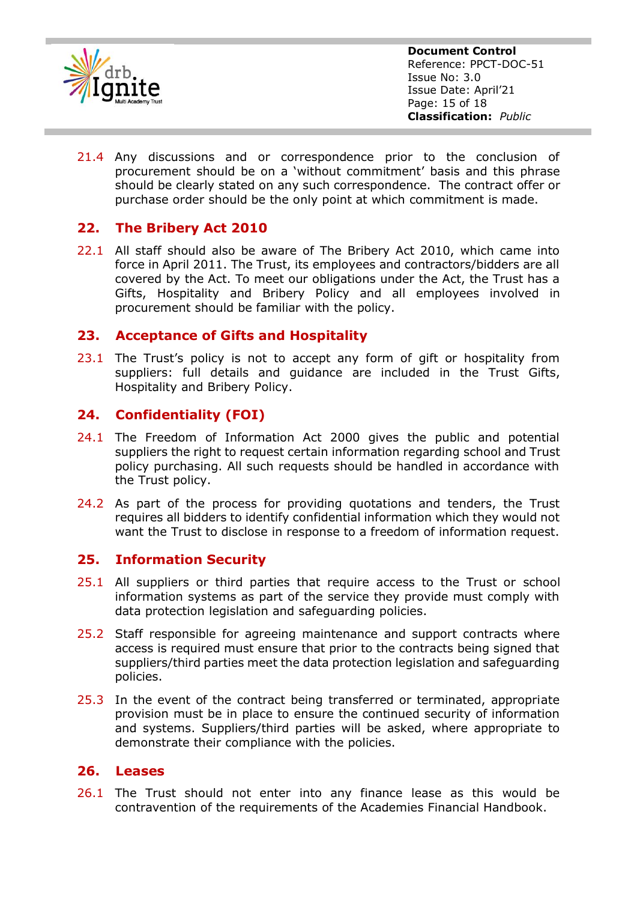21.4 Any discussions and or correspondence prior to the conclusion of procurement should be on a 'without commitment' basis and this phrase should be clearly stated on any such correspondence. The contract offer or purchase order should be the only point at which commitment is made.

## 22. The Bribery Act 2010

22.1 All staff should also be aware of The Bribery Act 2010, which came into force in April 2011. The Trust, its employees and contractors/bidders are all covered by the Act. To meet our obligations under the Act, the Trust has a Gifts, Hospitality and Bribery Policy and all employees involved in procurement should be familiar with the policy.

## 23. Acceptance of Gifts and Hospitality

23.1 The Trust's policy is not to accept any form of gift or hospitality from suppliers: full details and guidance are included in the Trust Gifts, Hospitality and Bribery Policy.

## 24. Confidentiality (FOI)

24.1 The Freedom of Information Act 2000 gives the public and potential suppliers the right to request certain information regarding school and Trust policy purchasing. All such requests should be handled in accordance with the Trust policy.

24.2 As part of the process for providing quotations and tenders, the Trust requires all bidders to identify confidential information which they would not want the Trust to disclose in response to a freedom of information request.

## 25. Information Security

25.1 All suppliers or third parties that require access to the Trust or school information systems as part of the service they provide must comply with data protection legislation and safeguarding policies.

25.2 Staff responsible for agreeing maintenance and support contracts where access is required must ensure that prior to the contracts being signed that suppliers/third parties meet the data protection legislation and safeguarding policies.

25.3 In the event of the contract being transferred or terminated, appropriate provision must be in place to ensure the continued security of information and systems. Suppliers/third parties will be asked, where appropriate to demonstrate their compliance with the policies.

## 26. Leases

26.1 The Trust should not enter into any finance lease as this would be contravention of the requirements of the Academies Financial Handbook.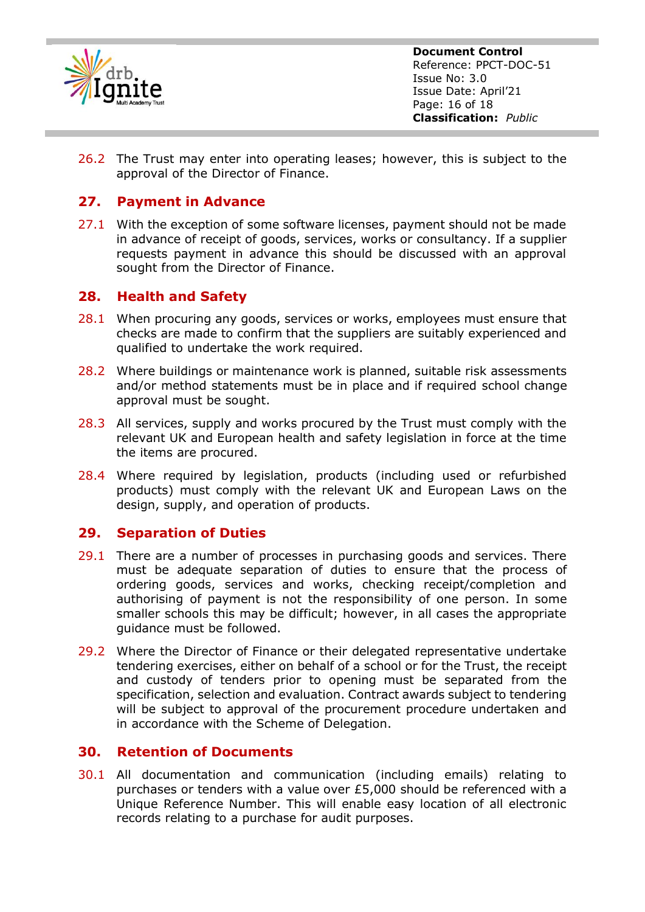26.2 The Trust may enter into operating leases; however, this is subject to the approval of the Director of Finance.

## 27. Payment in Advance

27.1 With the exception of some software licenses, payment should not be made in advance of receipt of goods, services, works or consultancy. If a supplier requests payment in advance this should be discussed with an approval sought from the Director of Finance.

## 28. Health and Safety

28.1 When procuring any goods, services or works, employees must ensure that checks are made to confirm that the suppliers are suitably experienced and qualified to undertake the work required.

28.2 Where buildings or maintenance work is planned, suitable risk assessments and/or method statements must be in place and if required school change approval must be sought.

28.3 All services, supply and works procured by the Trust must comply with the relevant UK and European health and safety legislation in force at the time the items are procured.

28.4 Where required by legislation, products (including used or refurbished products) must comply with the relevant UK and European Laws on the design, supply, and operation of products.

## 29. Separation of Duties

29.1 There are a number of processes in purchasing goods and services. There must be adequate separation of duties to ensure that the process of ordering goods, services and works, checking receipt/completion and authorising of payment is not the responsibility of one person. In some smaller schools this may be difficult; however, in all cases the appropriate guidance must be followed.

29.2 Where the Director of Finance or their delegated representative undertake tendering exercises, either on behalf of a school or for the Trust, the receipt and custody of tenders prior to opening must be separated from the specification, selection and evaluation. Contract awards subject to tendering will be subject to approval of the procurement procedure undertaken and in accordance with the Scheme of Delegation.

## 30. Retention of Documents

30.1 All documentation and communication (including emails) relating to purchases or tenders with a value over £5,000 should be referenced with a Unique Reference Number. This will enable easy location of all electronic records relating to a purchase for audit purposes.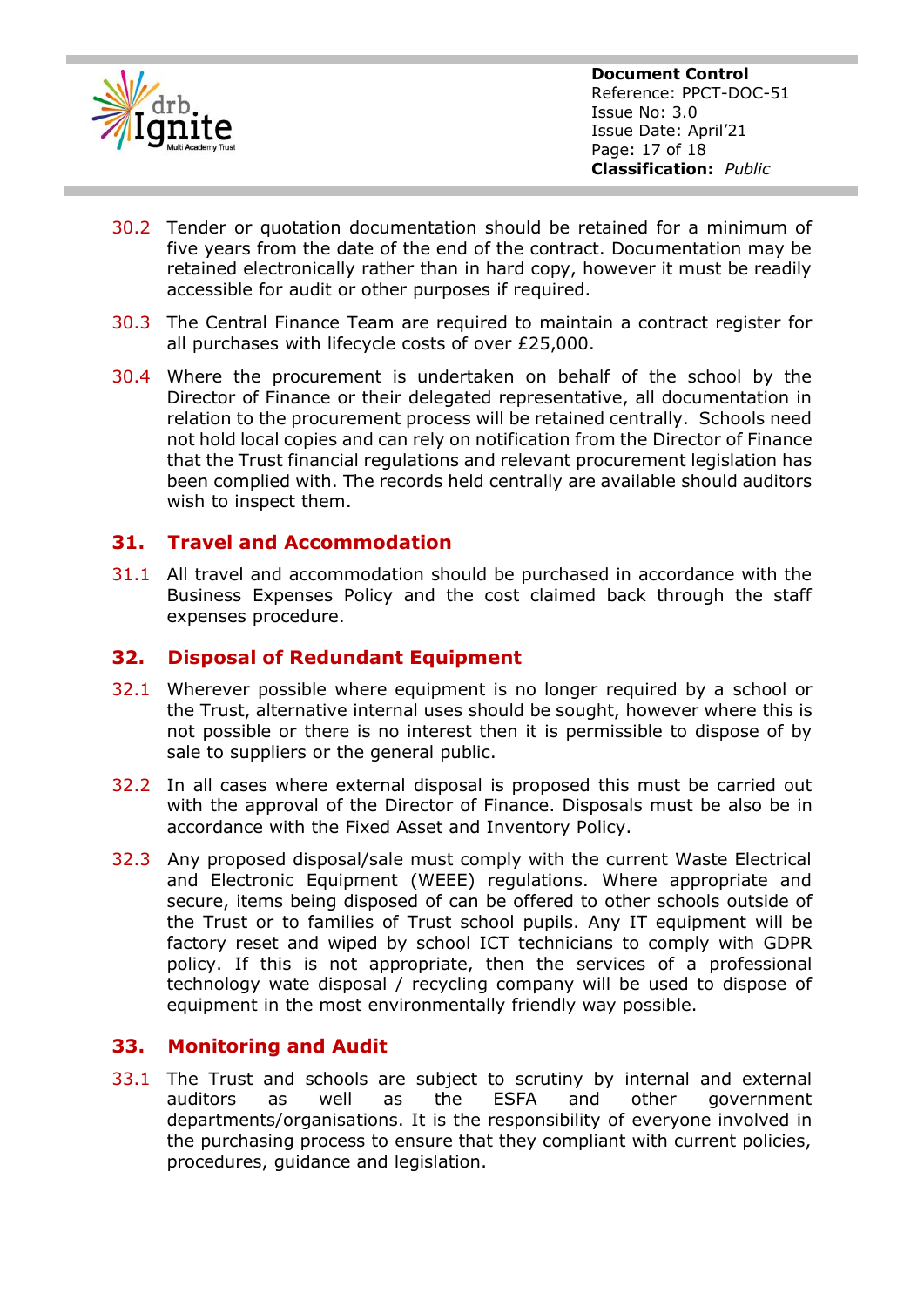30.2 Tender or quotation documentation should be retained for a minimum of five years from the date of the end of the contract. Documentation may be retained electronically rather than in hard copy, however it must be readily accessible for audit or other purposes if required.

30.3 The Central Finance Team are required to maintain a contract register for all purchases with lifecycle costs of over £25,000.

30.4 Where the procurement is undertaken on behalf of the school by the Director of Finance or their delegated representative, all documentation in relation to the procurement process will be retained centrally. Schools need not hold local copies and can rely on notification from the Director of Finance that the Trust financial regulations and relevant procurement legislation has been complied with. The records held centrally are available should auditors wish to inspect them.

## 31. Travel and Accommodation

31.1 All travel and accommodation should be purchased in accordance with the Business Expenses Policy and the cost claimed back through the staff expenses procedure.

## 32. Disposal of Redundant Equipment

32.1 Wherever possible where equipment is no longer required by a school or the Trust, alternative internal uses should be sought, however where this is not possible or there is no interest then it is permissible to dispose of by sale to suppliers or the general public.

32.2 In all cases where external disposal is proposed this must be carried out with the approval of the Director of Finance. Disposals must be also be in accordance with the Fixed Asset and Inventory Policy.

32.3 Any proposed disposal/sale must comply with the current Waste Electrical and Electronic Equipment (WEEE) regulations. Where appropriate and secure, items being disposed of can be offered to other schools outside of the Trust or to families of Trust school pupils. Any IT equipment will be factory reset and wiped by school ICT technicians to comply with GDPR policy. If this is not appropriate, then the services of a professional technology wate disposal / recycling company will be used to dispose of equipment in the most environmentally friendly way possible.

## 33. Monitoring and Audit

33.1 The Trust and schools are subject to scrutiny by internal and external auditors as well as the ESFA and other government departments/organisations. It is the responsibility of everyone involved in the purchasing process to ensure that they compliant with current policies, procedures, guidance and legislation.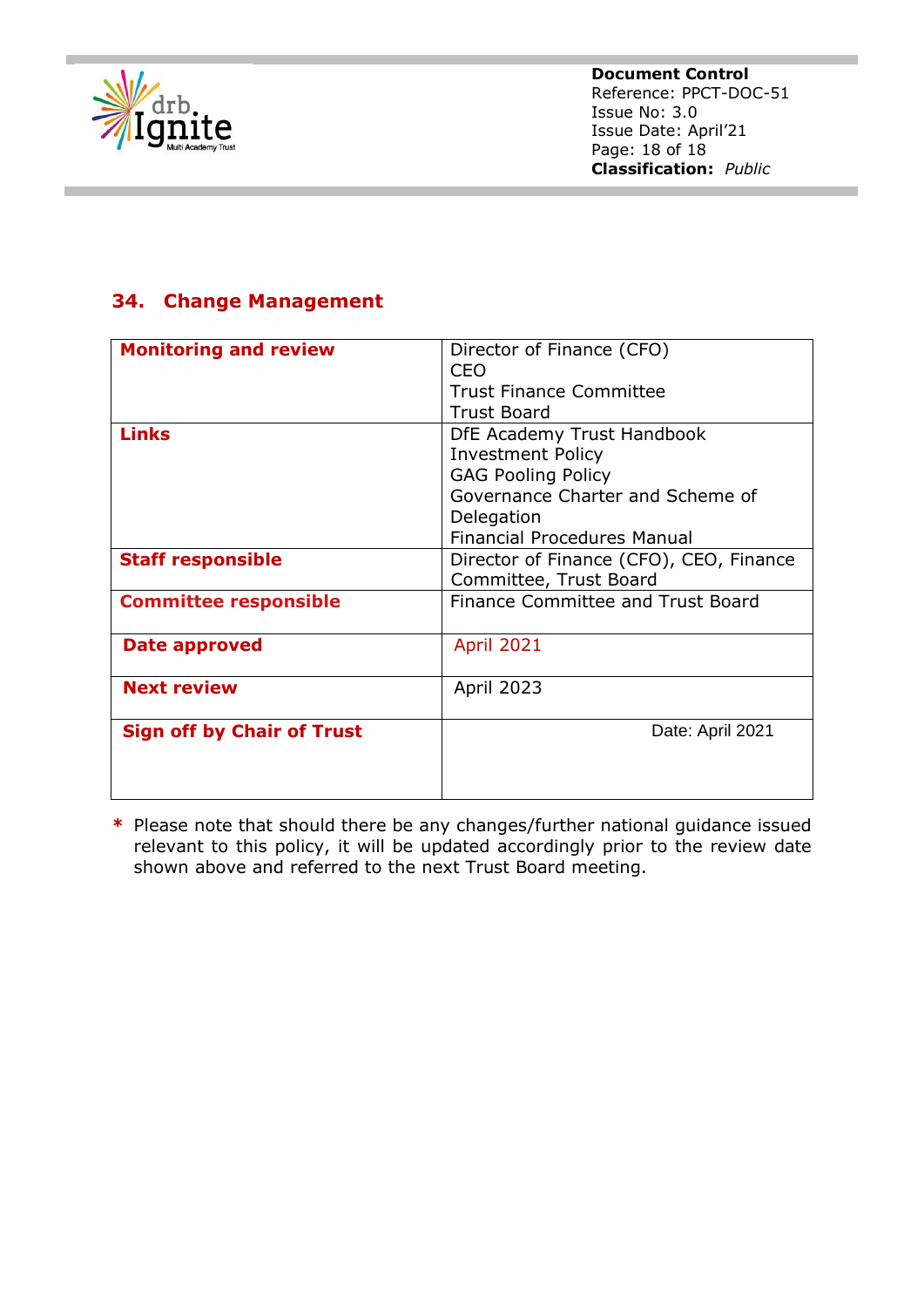## 34. Change Management

| | |
|---|---|
| **Monitoring and review** | Director of Finance (CFO)<br>CEO<br>Trust Finance Committee<br>Trust Board |
| **Links** | DfE Academy Trust Handbook<br>Investment Policy<br>GAG Pooling Policy<br>Governance Charter and Scheme of Delegation<br>Financial Procedures Manual |
| **Staff responsible** | Director of Finance (CFO), CEO, Finance Committee, Trust Board |
| **Committee responsible** | Finance Committee and Trust Board |
| **Date approved** | April 2021 |
| **Next review** | April 2023 |
| **Sign off by Chair of Trust** | Date: April 2021 |

\* Please note that should there be any changes/further national guidance issued relevant to this policy, it will be updated accordingly prior to the review date shown above and referred to the next Trust Board meeting.